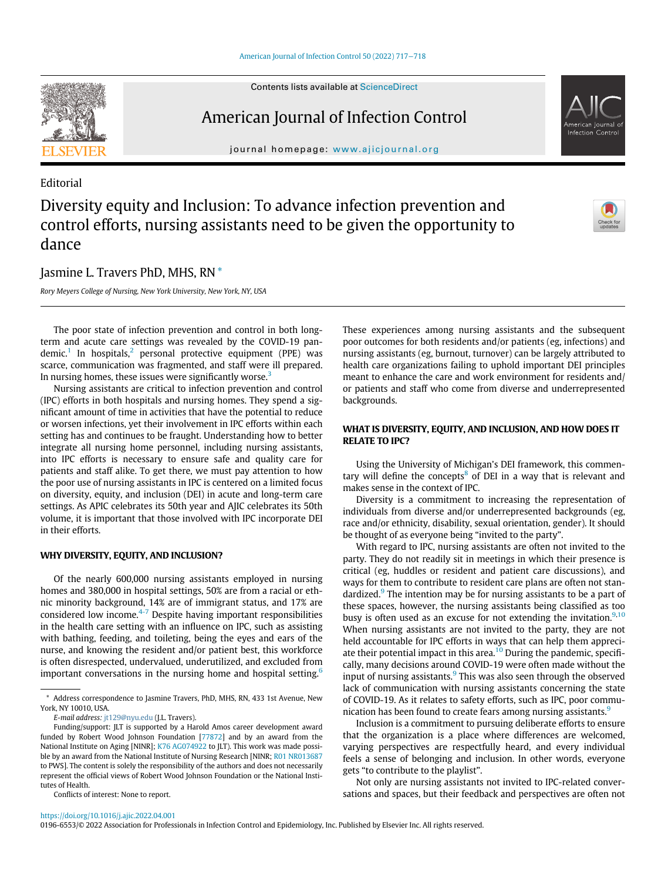Editorial

# Diversity equity and Inclusion: To advance infection prevention and control efforts, nursing assistants need to be given the opportunity to dance

Jasmine L. Travers PhD, MHS, RN *

*Rory Meyers College of Nursing, New York University, New York, NY, USA*

The poor state of infection prevention and control in both long-term and acute care settings was revealed by the COVID-19 pandemic.[1] In hospitals,[2] personal protective equipment (PPE) was scarce, communication was fragmented, and staff were ill prepared. In nursing homes, these issues were significantly worse.[3]

Nursing assistants are critical to infection prevention and control (IPC) efforts in both hospitals and nursing homes. They spend a significant amount of time in activities that have the potential to reduce or worsen infections, yet their involvement in IPC efforts within each setting has and continues to be fraught. Understanding how to better integrate all nursing home personnel, including nursing assistants, into IPC efforts is necessary to ensure safe and quality care for patients and staff alike. To get there, we must pay attention to how the poor use of nursing assistants in IPC is centered on a limited focus on diversity, equity, and inclusion (DEI) in acute and long-term care settings. As APIC celebrates its 50th year and AJIC celebrates its 50th volume, it is important that those involved with IPC incorporate DEI in their efforts.

## WHY DIVERSITY, EQUITY, AND INCLUSION?

Of the nearly 600,000 nursing assistants employed in nursing homes and 380,000 in hospital settings, 50% are from a racial or ethnic minority background, 14% are of immigrant status, and 17% are considered low income.[4-7] Despite having important responsibilities in the health care setting with an influence on IPC, such as assisting with bathing, feeding, and toileting, being the eyes and ears of the nurse, and knowing the resident and/or patient best, this workforce is often disrespected, undervalued, underutilized, and excluded from important conversations in the nursing home and hospital setting.[6] These experiences among nursing assistants and the subsequent poor outcomes for both residents and/or patients (eg, infections) and nursing assistants (eg, burnout, turnover) can be largely attributed to health care organizations failing to uphold important DEI principles meant to enhance the care and work environment for residents and/or patients and staff who come from diverse and underrepresented backgrounds.

## WHAT IS DIVERSITY, EQUITY, AND INCLUSION, AND HOW DOES IT RELATE TO IPC?

Using the University of Michigan's DEI framework, this commentary will define the concepts[8] of DEI in a way that is relevant and makes sense in the context of IPC.

Diversity is a commitment to increasing the representation of individuals from diverse and/or underrepresented backgrounds (eg, race and/or ethnicity, disability, sexual orientation, gender). It should be thought of as everyone being "invited to the party".

With regard to IPC, nursing assistants are often not invited to the party. They do not readily sit in meetings in which their presence is critical (eg, huddles or resident and patient care discussions), and ways for them to contribute to resident care plans are often not standardized.[9] The intention may be for nursing assistants to be a part of these spaces, however, the nursing assistants being classified as too busy is often used as an excuse for not extending the invitation.[9,10] When nursing assistants are not invited to the party, they are not held accountable for IPC efforts in ways that can help them appreciate their potential impact in this area.[10] During the pandemic, specifically, many decisions around COVID-19 were often made without the input of nursing assistants.[9] This was also seen through the observed lack of communication with nursing assistants concerning the state of COVID-19. As it relates to safety efforts, such as IPC, poor communication has been found to create fears among nursing assistants.[9]

Inclusion is a commitment to pursuing deliberate efforts to ensure that the organization is a place where differences are welcomed, varying perspectives are respectfully heard, and every individual feels a sense of belonging and inclusion. In other words, everyone gets "to contribute to the playlist".

Not only are nursing assistants not invited to IPC-related conversations and spaces, but their feedback and perspectives are often not

---

* Address correspondence to Jasmine Travers, PhD, MHS, RN, 433 1st Avenue, New York, NY 10010, USA.

*E-mail address:* jt129@nyu.edu (J.L. Travers).

Funding/support: JLT is supported by a Harold Amos career development award funded by Robert Wood Johnson Foundation [77872] and by an award from the National Institute on Aging [NINR]; K76 AG074922 to JLT). This work was made possible by an award from the National Institute of Nursing Research [NINR; R01 NR013687 to PWS]. The content is solely the responsibility of the authors and does not necessarily represent the official views of Robert Wood Johnson Foundation or the National Institutes of Health.

Conflicts of interest: None to report.

https://doi.org/10.1016/j.ajic.2022.04.001

0196-6553/© 2022 Association for Professionals in Infection Control and Epidemiology, Inc. Published by Elsevier Inc. All rights reserved.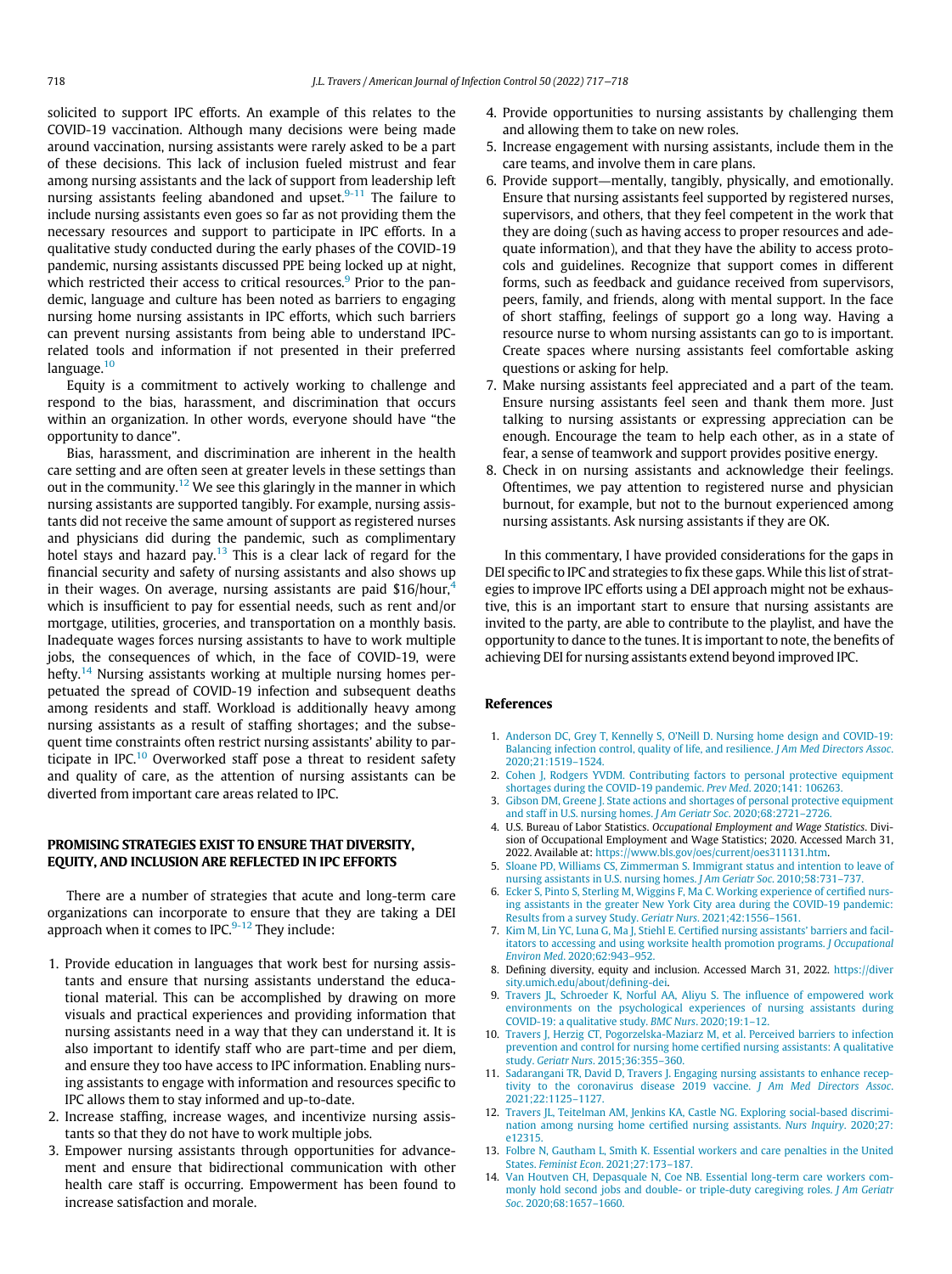solicited to support IPC efforts. An example of this relates to the COVID-19 vaccination. Although many decisions were being made around vaccination, nursing assistants were rarely asked to be a part of these decisions. This lack of inclusion fueled mistrust and fear among nursing assistants and the lack of support from leadership left nursing assistants feeling abandoned and upset.[9-11] The failure to include nursing assistants even goes so far as not providing them the necessary resources and support to participate in IPC efforts. In a qualitative study conducted during the early phases of the COVID-19 pandemic, nursing assistants discussed PPE being locked up at night, which restricted their access to critical resources.[9] Prior to the pandemic, language and culture has been noted as barriers to engaging nursing home nursing assistants in IPC efforts, which such barriers can prevent nursing assistants from being able to understand IPC-related tools and information if not presented in their preferred language.[10]

Equity is a commitment to actively working to challenge and respond to the bias, harassment, and discrimination that occurs within an organization. In other words, everyone should have "the opportunity to dance".

Bias, harassment, and discrimination are inherent in the health care setting and are often seen at greater levels in these settings than out in the community.[12] We see this glaringly in the manner in which nursing assistants are supported tangibly. For example, nursing assistants did not receive the same amount of support as registered nurses and physicians did during the pandemic, such as complimentary hotel stays and hazard pay.[13] This is a clear lack of regard for the financial security and safety of nursing assistants and also shows up in their wages. On average, nursing assistants are paid $16/hour,[4] which is insufficient to pay for essential needs, such as rent and/or mortgage, utilities, groceries, and transportation on a monthly basis. Inadequate wages forces nursing assistants to have to work multiple jobs, the consequences of which, in the face of COVID-19, were hefty.[14] Nursing assistants working at multiple nursing homes perpetuated the spread of COVID-19 infection and subsequent deaths among residents and staff. Workload is additionally heavy among nursing assistants as a result of staffing shortages; and the subsequent time constraints often restrict nursing assistants' ability to participate in IPC.[10] Overworked staff pose a threat to resident safety and quality of care, as the attention of nursing assistants can be diverted from important care areas related to IPC.

## PROMISING STRATEGIES EXIST TO ENSURE THAT DIVERSITY, EQUITY, AND INCLUSION ARE REFLECTED IN IPC EFFORTS

There are a number of strategies that acute and long-term care organizations can incorporate to ensure that they are taking a DEI approach when it comes to IPC.[9-12] They include:

1. Provide education in languages that work best for nursing assistants and ensure that nursing assistants understand the educational material. This can be accomplished by drawing on more visuals and practical experiences and providing information that nursing assistants need in a way that they can understand it. It is also important to identify staff who are part-time and per diem, and ensure they too have access to IPC information. Enabling nursing assistants to engage with information and resources specific to IPC allows them to stay informed and up-to-date.
2. Increase staffing, increase wages, and incentivize nursing assistants so that they do not have to work multiple jobs.
3. Empower nursing assistants through opportunities for advancement and ensure that bidirectional communication with other health care staff is occurring. Empowerment has been found to increase satisfaction and morale.
4. Provide opportunities to nursing assistants by challenging them and allowing them to take on new roles.
5. Increase engagement with nursing assistants, include them in the care teams, and involve them in care plans.
6. Provide support—mentally, tangibly, physically, and emotionally. Ensure that nursing assistants feel supported by registered nurses, supervisors, and others, that they feel competent in the work that they are doing (such as having access to proper resources and adequate information), and that they have the ability to access protocols and guidelines. Recognize that support comes in different forms, such as feedback and guidance received from supervisors, peers, family, and friends, along with mental support. In the face of short staffing, feelings of support go a long way. Having a resource nurse to whom nursing assistants can go to is important. Create spaces where nursing assistants feel comfortable asking questions or asking for help.
7. Make nursing assistants feel appreciated and a part of the team. Ensure nursing assistants feel seen and thank them more. Just talking to nursing assistants or expressing appreciation can be enough. Encourage the team to help each other, as in a state of fear, a sense of teamwork and support provides positive energy.
8. Check in on nursing assistants and acknowledge their feelings. Oftentimes, we pay attention to registered nurse and physician burnout, for example, but not to the burnout experienced among nursing assistants. Ask nursing assistants if they are OK.

In this commentary, I have provided considerations for the gaps in DEI specific to IPC and strategies to fix these gaps. While this list of strategies to improve IPC efforts using a DEI approach might not be exhaustive, this is an important start to ensure that nursing assistants are invited to the party, are able to contribute to the playlist, and have the opportunity to dance to the tunes. It is important to note, the benefits of achieving DEI for nursing assistants extend beyond improved IPC.

## References

1. Anderson DC, Grey T, Kennelly S, O'Neill D. Nursing home design and COVID-19: Balancing infection control, quality of life, and resilience. *J Am Med Directors Assoc*. 2020;21:1519–1524.
2. Cohen J, Rodgers YVDM. Contributing factors to personal protective equipment shortages during the COVID-19 pandemic. *Prev Med*. 2020;141: 106263.
3. Gibson DM, Greene J. State actions and shortages of personal protective equipment and staff in U.S. nursing homes. *J Am Geriatr Soc*. 2020;68:2721–2726.
4. U.S. Bureau of Labor Statistics. *Occupational Employment and Wage Statistics*. Division of Occupational Employment and Wage Statistics; 2020. Accessed March 31, 2022. Available at: https://www.bls.gov/oes/current/oes311131.htm.
5. Sloane PD, Williams CS, Zimmerman S. Immigrant status and intention to leave of nursing assistants in U.S. nursing homes. *J Am Geriatr Soc*. 2010;58:731–737.
6. Ecker S, Pinto S, Sterling M, Wiggins F, Ma C. Working experience of certified nursing assistants in the greater New York City area during the COVID-19 pandemic: Results from a survey Study. *Geriatr Nurs*. 2021;42:1556–1561.
7. Kim M, Lin YC, Luna G, Ma J, Stiehl E. Certified nursing assistants' barriers and facilitators to accessing and using worksite health promotion programs. *J Occupational Environ Med*. 2020;62:943–952.
8. Defining diversity, equity and inclusion. Accessed March 31, 2022. https://diversity.umich.edu/about/defining-dei.
9. Travers JL, Schroeder K, Norful AA, Aliyu S. The influence of empowered work environments on the psychological experiences of nursing assistants during COVID-19: a qualitative study. *BMC Nurs*. 2020;19:1–12.
10. Travers J, Herzig CT, Pogorzelska-Maziarz M, et al. Perceived barriers to infection prevention and control for nursing home certified nursing assistants: A qualitative study. *Geriatr Nurs*. 2015;36:355–360.
11. Sadarangani TR, David D, Travers J. Engaging nursing assistants to enhance receptivity to the coronavirus disease 2019 vaccine. *J Am Med Directors Assoc*. 2021;22:1125–1127.
12. Travers JL, Teitelman AM, Jenkins KA, Castle NG. Exploring social-based discrimination among nursing home certified nursing assistants. *Nurs Inquiry*. 2020;27: e12315.
13. Folbre N, Gautham L, Smith K. Essential workers and care penalties in the United States. *Feminist Econ*. 2021;27:173–187.
14. Van Houtven CH, Depasquale N, Coe NB. Essential long-term care workers commonly hold second jobs and double- or triple-duty caregiving roles. *J Am Geriatr Soc*. 2020;68:1657–1660.